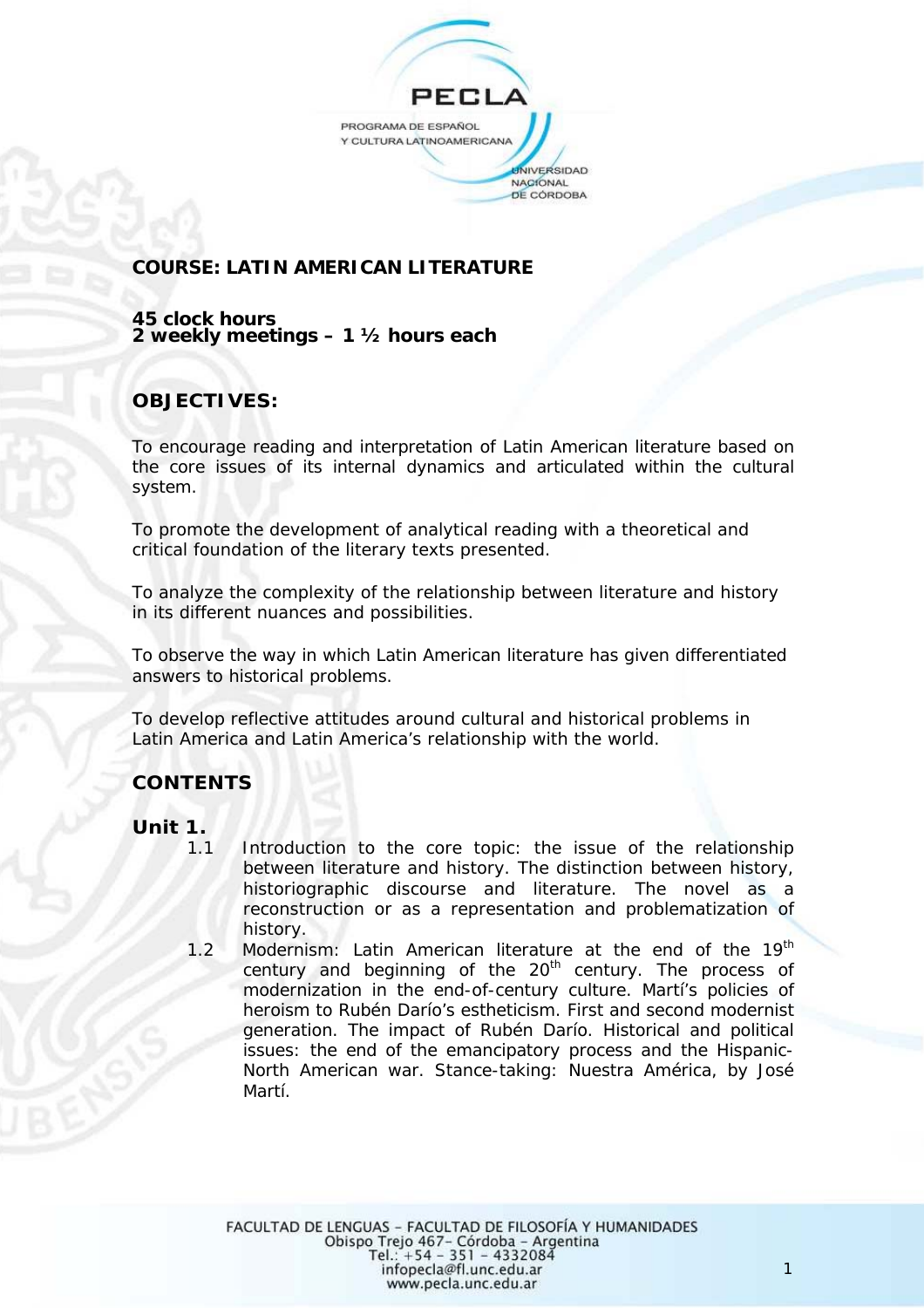PECLA

PROGRAMA DE ESPAÑOL
Y CULTURA LATINOAMERICANA

UNIVERSIDAD
NACIONAL
DE CÓRDOBA

## COURSE: LATIN AMERICAN LITERATURE

**45 clock hours**
**2 weekly meetings – 1 ½ hours each**

## OBJECTIVES:

To encourage reading and interpretation of Latin American literature based on the core issues of its internal dynamics and articulated within the cultural system.

To promote the development of analytical reading with a theoretical and critical foundation of the literary texts presented.

To analyze the complexity of the relationship between literature and history in its different nuances and possibilities.

To observe the way in which Latin American literature has given differentiated answers to historical problems.

To develop reflective attitudes around cultural and historical problems in Latin America and Latin America's relationship with the world.

## CONTENTS

### Unit 1.

1.1 Introduction to the core topic: the issue of the relationship between literature and history. The distinction between history, historiographic discourse and literature. The novel as a reconstruction or as a representation and problematization of history.

1.2 Modernism: Latin American literature at the end of the 19th century and beginning of the 20th century. The process of modernization in the end-of-century culture. Martí's policies of heroism to Rubén Darío's estheticism. First and second modernist generation. The impact of Rubén Darío. Historical and political issues: the end of the emancipatory process and the Hispanic-North American war. Stance-taking: Nuestra América, by José Martí.

FACULTAD DE LENGUAS – FACULTAD DE FILOSOFÍA Y HUMANIDADES
Obispo Trejo 467– Córdoba – Argentina
Tel.: +54 – 351 – 4332084
infopecla@fl.unc.edu.ar
www.pecla.unc.edu.ar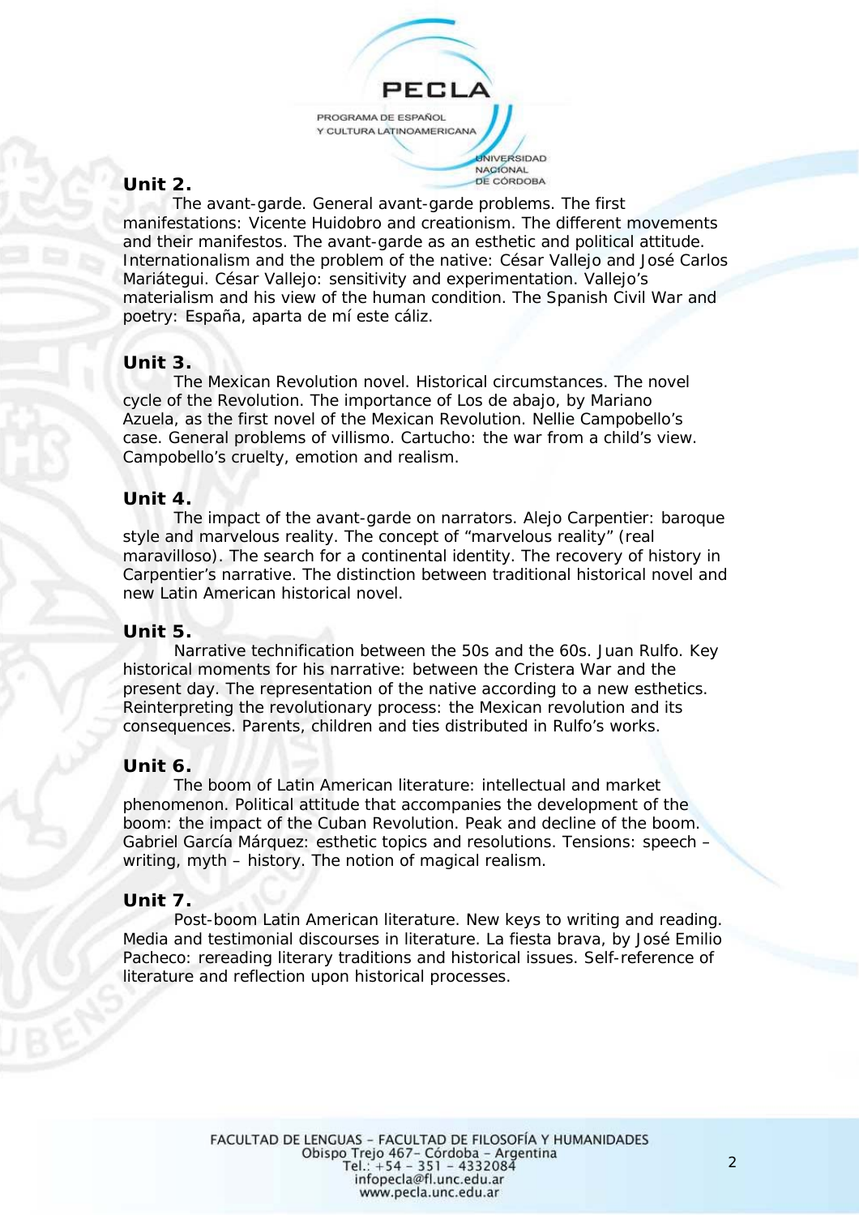## Unit 2.

The avant-garde. General avant-garde problems. The first manifestations: Vicente Huidobro and creationism. The different movements and their manifestos. The avant-garde as an esthetic and political attitude. Internationalism and the problem of the native: César Vallejo and José Carlos Mariátegui. César Vallejo: sensitivity and experimentation. Vallejo's materialism and his view of the human condition. The Spanish Civil War and poetry: España, aparta de mí este cáliz.

## Unit 3.

The Mexican Revolution novel. Historical circumstances. The novel cycle of the Revolution. The importance of Los de abajo, by Mariano Azuela, as the first novel of the Mexican Revolution. Nellie Campobello's case. General problems of villismo. Cartucho: the war from a child's view. Campobello's cruelty, emotion and realism.

## Unit 4.

The impact of the avant-garde on narrators. Alejo Carpentier: baroque style and marvelous reality. The concept of "marvelous reality" (real maravilloso). The search for a continental identity. The recovery of history in Carpentier's narrative. The distinction between traditional historical novel and new Latin American historical novel.

## Unit 5.

Narrative technification between the 50s and the 60s. Juan Rulfo. Key historical moments for his narrative: between the Cristera War and the present day. The representation of the native according to a new esthetics. Reinterpreting the revolutionary process: the Mexican revolution and its consequences. Parents, children and ties distributed in Rulfo's works.

## Unit 6.

The boom of Latin American literature: intellectual and market phenomenon. Political attitude that accompanies the development of the boom: the impact of the Cuban Revolution. Peak and decline of the boom. Gabriel García Márquez: esthetic topics and resolutions. Tensions: speech – writing, myth – history. The notion of magical realism.

## Unit 7.

Post-boom Latin American literature. New keys to writing and reading. Media and testimonial discourses in literature. La fiesta brava, by José Emilio Pacheco: rereading literary traditions and historical issues. Self-reference of literature and reflection upon historical processes.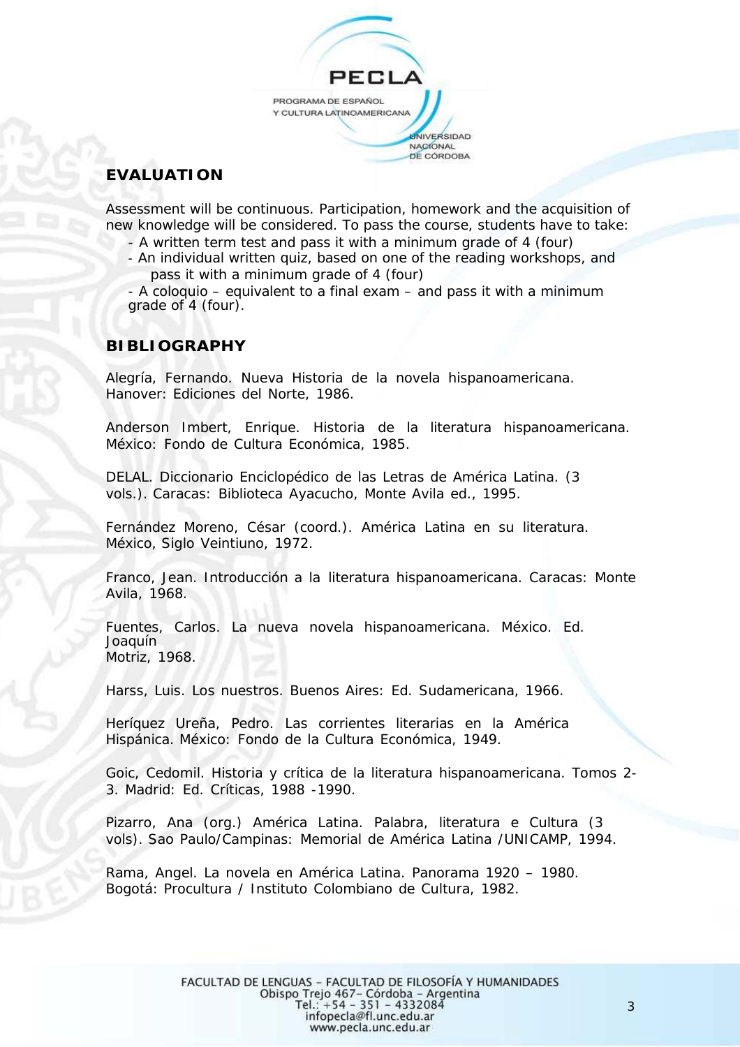## EVALUATION

Assessment will be continuous. Participation, homework and the acquisition of new knowledge will be considered. To pass the course, students have to take:

- A written term test and pass it with a minimum grade of 4 (four)
- An individual written quiz, based on one of the reading workshops, and pass it with a minimum grade of 4 (four)
- A coloquio – equivalent to a final exam – and pass it with a minimum grade of 4 (four).

## BIBLIOGRAPHY

Alegría, Fernando. Nueva Historia de la novela hispanoamericana. Hanover: Ediciones del Norte, 1986.

Anderson Imbert, Enrique. Historia de la literatura hispanoamericana. México: Fondo de Cultura Económica, 1985.

DELAL. Diccionario Enciclopédico de las Letras de América Latina. (3 vols.). Caracas: Biblioteca Ayacucho, Monte Avila ed., 1995.

Fernández Moreno, César (coord.). América Latina en su literatura. México, Siglo Veintiuno, 1972.

Franco, Jean. Introducción a la literatura hispanoamericana. Caracas: Monte Avila, 1968.

Fuentes, Carlos. La nueva novela hispanoamericana. México. Ed. Joaquín Motriz, 1968.

Harss, Luis. Los nuestros. Buenos Aires: Ed. Sudamericana, 1966.

Heríquez Ureña, Pedro. Las corrientes literarias en la América Hispánica. México: Fondo de la Cultura Económica, 1949.

Goic, Cedomil. Historia y crítica de la literatura hispanoamericana. Tomos 2-3. Madrid: Ed. Críticas, 1988 -1990.

Pizarro, Ana (org.) América Latina. Palabra, literatura e Cultura (3 vols). Sao Paulo/Campinas: Memorial de América Latina /UNICAMP, 1994.

Rama, Angel. La novela en América Latina. Panorama 1920 – 1980. Bogotá: Procultura / Instituto Colombiano de Cultura, 1982.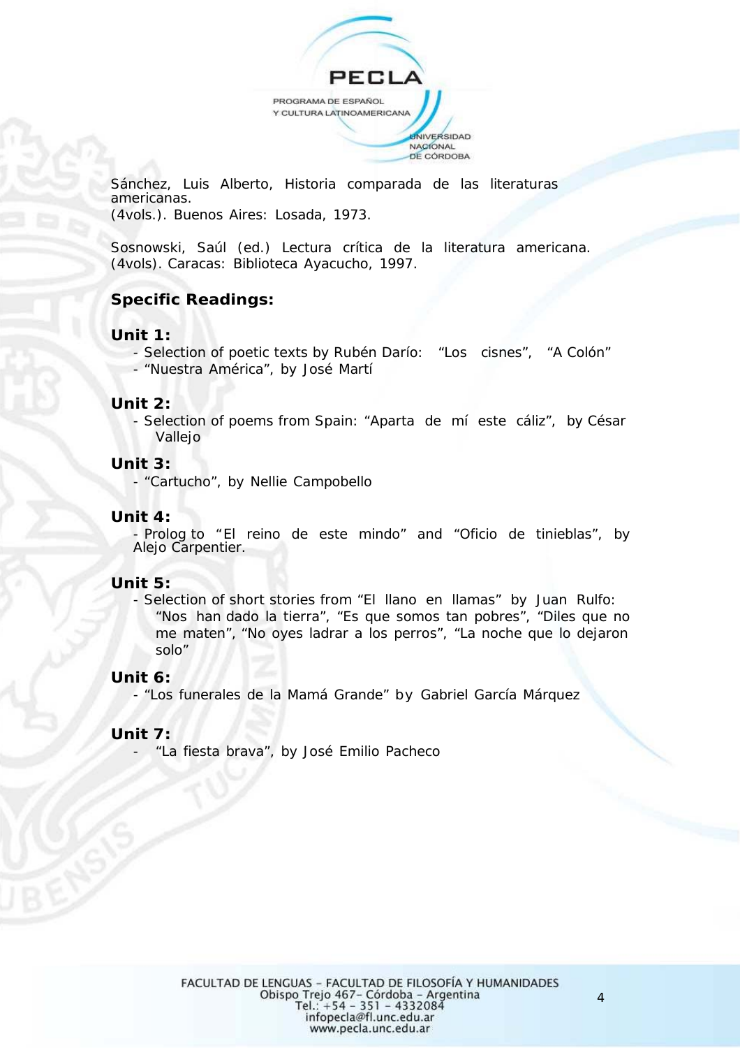Sánchez, Luis Alberto, Historia comparada de las literaturas americanas.
(4vols.). Buenos Aires: Losada, 1973.

Sosnowski, Saúl (ed.) Lectura crítica de la literatura americana. (4vols). Caracas: Biblioteca Ayacucho, 1997.

## Specific Readings:

### Unit 1:

- Selection of poetic texts by Rubén Darío: "Los cisnes", "A Colón"
- "Nuestra América", by José Martí

### Unit 2:

- Selection of poems from Spain: "Aparta de mí este cáliz", by César Vallejo

### Unit 3:

- "Cartucho", by Nellie Campobello

### Unit 4:

- Prolog to "El reino de este mindo" and "Oficio de tinieblas", by Alejo Carpentier.

### Unit 5:

- Selection of short stories from "El llano en llamas" by Juan Rulfo: "Nos han dado la tierra", "Es que somos tan pobres", "Diles que no me maten", "No oyes ladrar a los perros", "La noche que lo dejaron solo"

### Unit 6:

- "Los funerales de la Mamá Grande" by Gabriel García Márquez

### Unit 7:

- "La fiesta brava", by José Emilio Pacheco